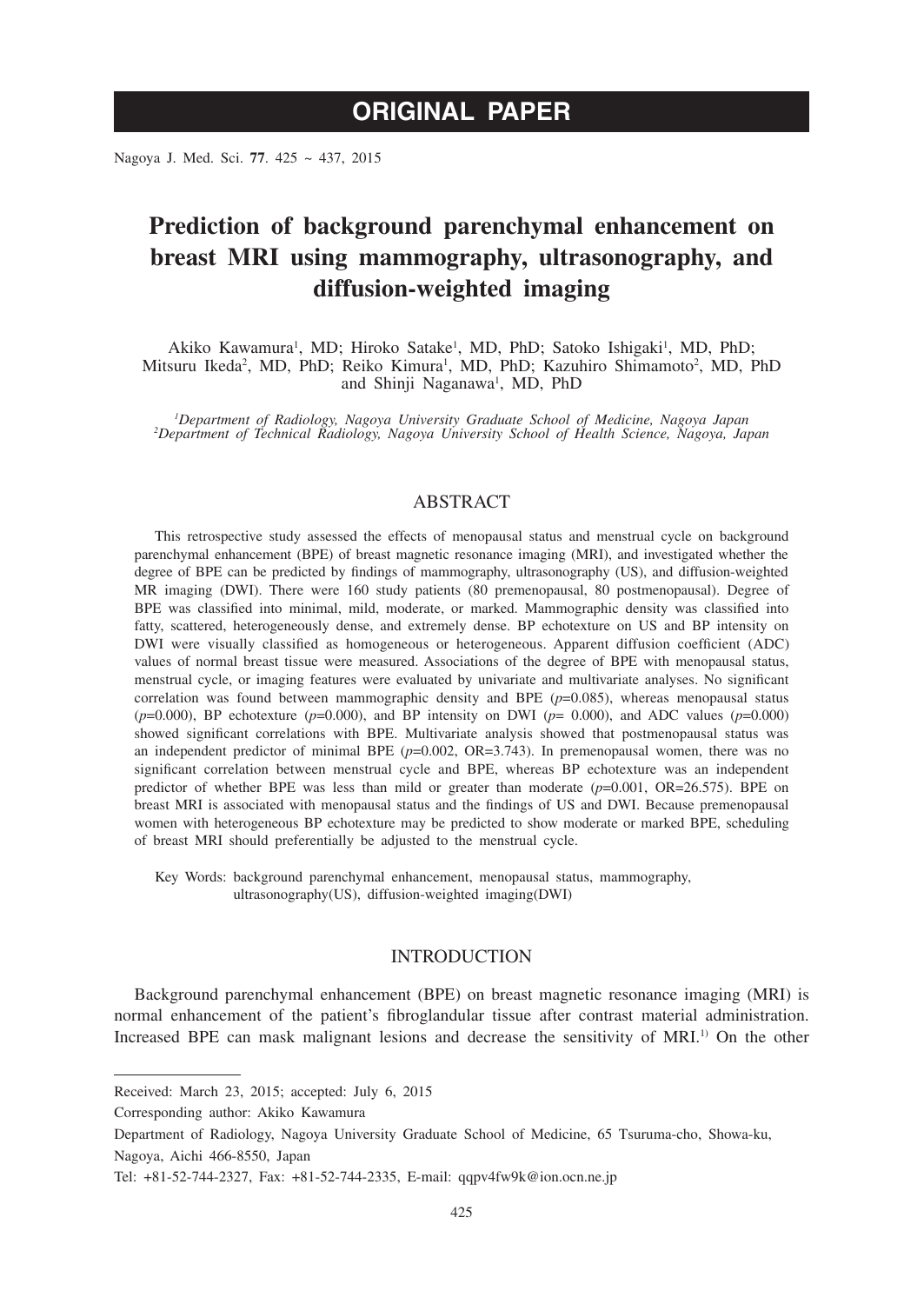ORIGINAL PAPER

# Prediction of background parenchymal enhancement on breast MRI using mammography, ultrasonography, and diffusion-weighted imaging

Akiko Kawamura[1], MD; Hiroko Satake[1], MD, PhD; Satoko Ishigaki[1], MD, PhD; Mitsuru Ikeda[2], MD, PhD; Reiko Kimura[1], MD, PhD; Kazuhiro Shimamoto[2], MD, PhD and Shinji Naganawa[1], MD, PhD

[1]*Department of Radiology, Nagoya University Graduate School of Medicine, Nagoya Japan*
[2]*Department of Technical Radiology, Nagoya University School of Health Science, Nagoya, Japan*

## ABSTRACT

This retrospective study assessed the effects of menopausal status and menstrual cycle on background parenchymal enhancement (BPE) of breast magnetic resonance imaging (MRI), and investigated whether the degree of BPE can be predicted by findings of mammography, ultrasonography (US), and diffusion-weighted MR imaging (DWI). There were 160 study patients (80 premenopausal, 80 postmenopausal). Degree of BPE was classified into minimal, mild, moderate, or marked. Mammographic density was classified into fatty, scattered, heterogeneously dense, and extremely dense. BP echotexture on US and BP intensity on DWI were visually classified as homogeneous or heterogeneous. Apparent diffusion coefficient (ADC) values of normal breast tissue were measured. Associations of the degree of BPE with menopausal status, menstrual cycle, or imaging features were evaluated by univariate and multivariate analyses. No significant correlation was found between mammographic density and BPE ($p$=0.085), whereas menopausal status ($p$=0.000), BP echotexture ($p$=0.000), and BP intensity on DWI ($p$= 0.000), and ADC values ($p$=0.000) showed significant correlations with BPE. Multivariate analysis showed that postmenopausal status was an independent predictor of minimal BPE ($p$=0.002, OR=3.743). In premenopausal women, there was no significant correlation between menstrual cycle and BPE, whereas BP echotexture was an independent predictor of whether BPE was less than mild or greater than moderate ($p$=0.001, OR=26.575). BPE on breast MRI is associated with menopausal status and the findings of US and DWI. Because premenopausal women with heterogeneous BP echotexture may be predicted to show moderate or marked BPE, scheduling of breast MRI should preferentially be adjusted to the menstrual cycle.

Key Words: background parenchymal enhancement, menopausal status, mammography, ultrasonography(US), diffusion-weighted imaging(DWI)

## INTRODUCTION

Background parenchymal enhancement (BPE) on breast magnetic resonance imaging (MRI) is normal enhancement of the patient's fibroglandular tissue after contrast material administration. Increased BPE can mask malignant lesions and decrease the sensitivity of MRI.[1] On the other

Received: March 23, 2015; accepted: July 6, 2015

Corresponding author: Akiko Kawamura

Department of Radiology, Nagoya University Graduate School of Medicine, 65 Tsuruma-cho, Showa-ku, Nagoya, Aichi 466-8550, Japan

Tel: +81-52-744-2327, Fax: +81-52-744-2335, E-mail: qqpv4fw9k@ion.ocn.ne.jp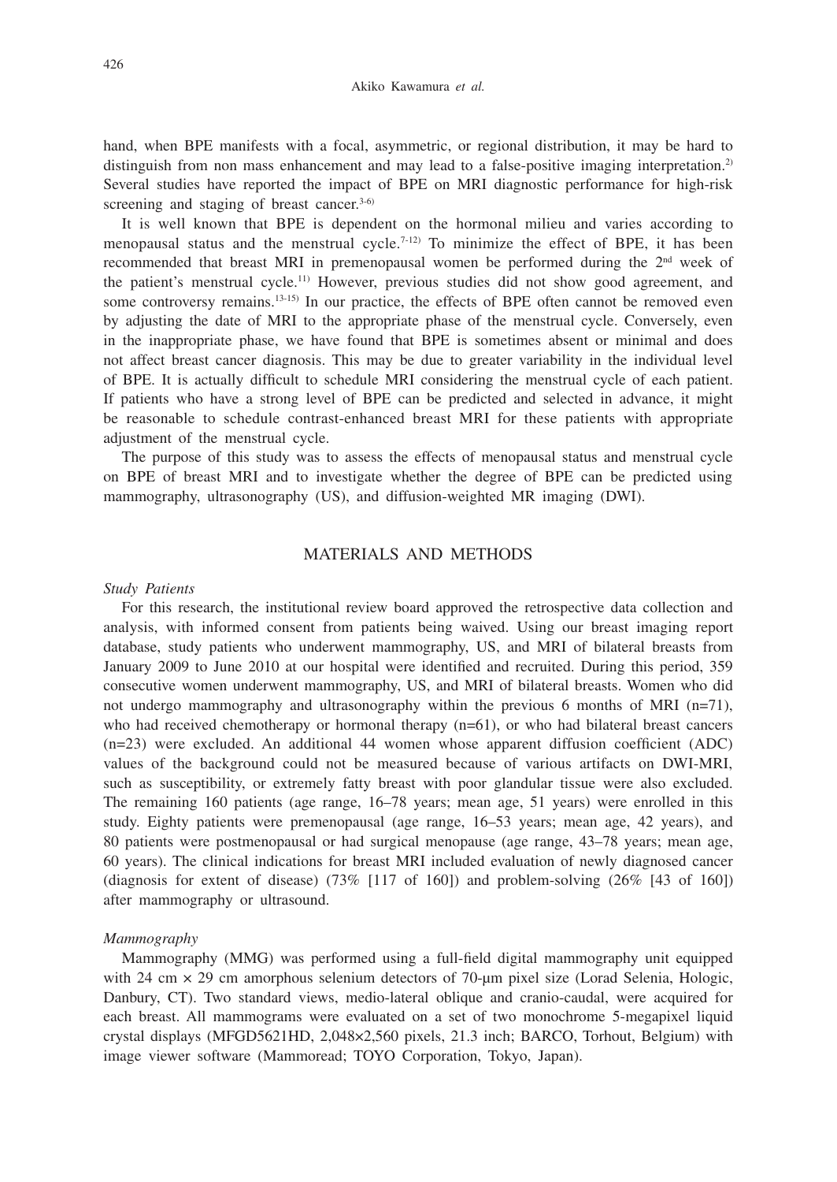hand, when BPE manifests with a focal, asymmetric, or regional distribution, it may be hard to distinguish from non mass enhancement and may lead to a false-positive imaging interpretation.[2] Several studies have reported the impact of BPE on MRI diagnostic performance for high-risk screening and staging of breast cancer.[3-6]

It is well known that BPE is dependent on the hormonal milieu and varies according to menopausal status and the menstrual cycle.[7-12] To minimize the effect of BPE, it has been recommended that breast MRI in premenopausal women be performed during the 2nd week of the patient's menstrual cycle.[11] However, previous studies did not show good agreement, and some controversy remains.[13-15] In our practice, the effects of BPE often cannot be removed even by adjusting the date of MRI to the appropriate phase of the menstrual cycle. Conversely, even in the inappropriate phase, we have found that BPE is sometimes absent or minimal and does not affect breast cancer diagnosis. This may be due to greater variability in the individual level of BPE. It is actually difficult to schedule MRI considering the menstrual cycle of each patient. If patients who have a strong level of BPE can be predicted and selected in advance, it might be reasonable to schedule contrast-enhanced breast MRI for these patients with appropriate adjustment of the menstrual cycle.

The purpose of this study was to assess the effects of menopausal status and menstrual cycle on BPE of breast MRI and to investigate whether the degree of BPE can be predicted using mammography, ultrasonography (US), and diffusion-weighted MR imaging (DWI).

## MATERIALS AND METHODS

### *Study Patients*

For this research, the institutional review board approved the retrospective data collection and analysis, with informed consent from patients being waived. Using our breast imaging report database, study patients who underwent mammography, US, and MRI of bilateral breasts from January 2009 to June 2010 at our hospital were identified and recruited. During this period, 359 consecutive women underwent mammography, US, and MRI of bilateral breasts. Women who did not undergo mammography and ultrasonography within the previous 6 months of MRI (n=71), who had received chemotherapy or hormonal therapy (n=61), or who had bilateral breast cancers (n=23) were excluded. An additional 44 women whose apparent diffusion coefficient (ADC) values of the background could not be measured because of various artifacts on DWI-MRI, such as susceptibility, or extremely fatty breast with poor glandular tissue were also excluded. The remaining 160 patients (age range, 16–78 years; mean age, 51 years) were enrolled in this study. Eighty patients were premenopausal (age range, 16–53 years; mean age, 42 years), and 80 patients were postmenopausal or had surgical menopause (age range, 43–78 years; mean age, 60 years). The clinical indications for breast MRI included evaluation of newly diagnosed cancer (diagnosis for extent of disease) (73% [117 of 160]) and problem-solving (26% [43 of 160]) after mammography or ultrasound.

### *Mammography*

Mammography (MMG) was performed using a full-field digital mammography unit equipped with 24 cm × 29 cm amorphous selenium detectors of 70-μm pixel size (Lorad Selenia, Hologic, Danbury, CT). Two standard views, medio-lateral oblique and cranio-caudal, were acquired for each breast. All mammograms were evaluated on a set of two monochrome 5-megapixel liquid crystal displays (MFGD5621HD, 2,048×2,560 pixels, 21.3 inch; BARCO, Torhout, Belgium) with image viewer software (Mammoread; TOYO Corporation, Tokyo, Japan).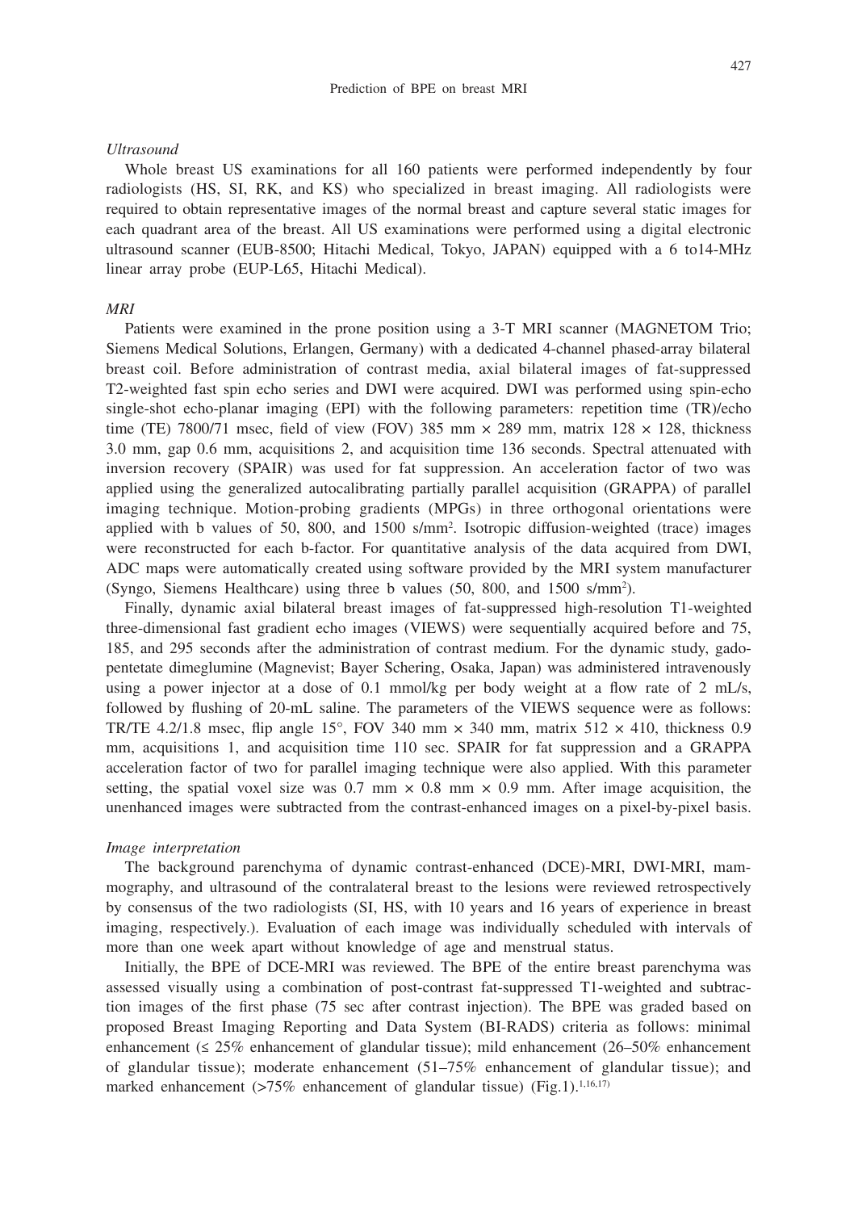*Ultrasound*

Whole breast US examinations for all 160 patients were performed independently by four radiologists (HS, SI, RK, and KS) who specialized in breast imaging. All radiologists were required to obtain representative images of the normal breast and capture several static images for each quadrant area of the breast. All US examinations were performed using a digital electronic ultrasound scanner (EUB-8500; Hitachi Medical, Tokyo, JAPAN) equipped with a 6 to14-MHz linear array probe (EUP-L65, Hitachi Medical).

*MRI*

Patients were examined in the prone position using a 3-T MRI scanner (MAGNETOM Trio; Siemens Medical Solutions, Erlangen, Germany) with a dedicated 4-channel phased-array bilateral breast coil. Before administration of contrast media, axial bilateral images of fat-suppressed T2-weighted fast spin echo series and DWI were acquired. DWI was performed using spin-echo single-shot echo-planar imaging (EPI) with the following parameters: repetition time (TR)/echo time (TE) 7800/71 msec, field of view (FOV) 385 mm × 289 mm, matrix 128 × 128, thickness 3.0 mm, gap 0.6 mm, acquisitions 2, and acquisition time 136 seconds. Spectral attenuated with inversion recovery (SPAIR) was used for fat suppression. An acceleration factor of two was applied using the generalized autocalibrating partially parallel acquisition (GRAPPA) of parallel imaging technique. Motion-probing gradients (MPGs) in three orthogonal orientations were applied with b values of 50, 800, and 1500 s/mm$^2$. Isotropic diffusion-weighted (trace) images were reconstructed for each b-factor. For quantitative analysis of the data acquired from DWI, ADC maps were automatically created using software provided by the MRI system manufacturer (Syngo, Siemens Healthcare) using three b values (50, 800, and 1500 s/mm$^2$).

Finally, dynamic axial bilateral breast images of fat-suppressed high-resolution T1-weighted three-dimensional fast gradient echo images (VIEWS) were sequentially acquired before and 75, 185, and 295 seconds after the administration of contrast medium. For the dynamic study, gadopentetate dimeglumine (Magnevist; Bayer Schering, Osaka, Japan) was administered intravenously using a power injector at a dose of 0.1 mmol/kg per body weight at a flow rate of 2 mL/s, followed by flushing of 20-mL saline. The parameters of the VIEWS sequence were as follows: TR/TE 4.2/1.8 msec, flip angle 15°, FOV 340 mm × 340 mm, matrix 512 × 410, thickness 0.9 mm, acquisitions 1, and acquisition time 110 sec. SPAIR for fat suppression and a GRAPPA acceleration factor of two for parallel imaging technique were also applied. With this parameter setting, the spatial voxel size was 0.7 mm × 0.8 mm × 0.9 mm. After image acquisition, the unenhanced images were subtracted from the contrast-enhanced images on a pixel-by-pixel basis.

*Image interpretation*

The background parenchyma of dynamic contrast-enhanced (DCE)-MRI, DWI-MRI, mammography, and ultrasound of the contralateral breast to the lesions were reviewed retrospectively by consensus of the two radiologists (SI, HS, with 10 years and 16 years of experience in breast imaging, respectively.). Evaluation of each image was individually scheduled with intervals of more than one week apart without knowledge of age and menstrual status.

Initially, the BPE of DCE-MRI was reviewed. The BPE of the entire breast parenchyma was assessed visually using a combination of post-contrast fat-suppressed T1-weighted and subtraction images of the first phase (75 sec after contrast injection). The BPE was graded based on proposed Breast Imaging Reporting and Data System (BI-RADS) criteria as follows: minimal enhancement (≤ 25% enhancement of glandular tissue); mild enhancement (26–50% enhancement of glandular tissue); moderate enhancement (51–75% enhancement of glandular tissue); and marked enhancement (>75% enhancement of glandular tissue) (Fig.1).[1,16,17]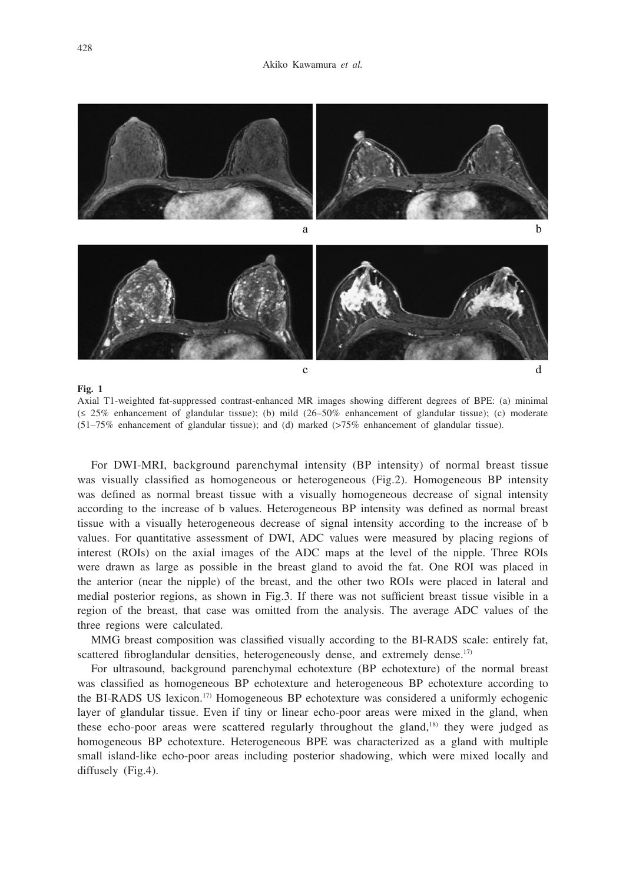**Fig. 1**

Axial T1-weighted fat-suppressed contrast-enhanced MR images showing different degrees of BPE: (a) minimal (≤ 25% enhancement of glandular tissue); (b) mild (26–50% enhancement of glandular tissue); (c) moderate (51–75% enhancement of glandular tissue); and (d) marked (>75% enhancement of glandular tissue).

For DWI-MRI, background parenchymal intensity (BP intensity) of normal breast tissue was visually classified as homogeneous or heterogeneous (Fig.2). Homogeneous BP intensity was defined as normal breast tissue with a visually homogeneous decrease of signal intensity according to the increase of b values. Heterogeneous BP intensity was defined as normal breast tissue with a visually heterogeneous decrease of signal intensity according to the increase of b values. For quantitative assessment of DWI, ADC values were measured by placing regions of interest (ROIs) on the axial images of the ADC maps at the level of the nipple. Three ROIs were drawn as large as possible in the breast gland to avoid the fat. One ROI was placed in the anterior (near the nipple) of the breast, and the other two ROIs were placed in lateral and medial posterior regions, as shown in Fig.3. If there was not sufficient breast tissue visible in a region of the breast, that case was omitted from the analysis. The average ADC values of the three regions were calculated.

MMG breast composition was classified visually according to the BI-RADS scale: entirely fat, scattered fibroglandular densities, heterogeneously dense, and extremely dense.[17]

For ultrasound, background parenchymal echotexture (BP echotexture) of the normal breast was classified as homogeneous BP echotexture and heterogeneous BP echotexture according to the BI-RADS US lexicon.[17] Homogeneous BP echotexture was considered a uniformly echogenic layer of glandular tissue. Even if tiny or linear echo-poor areas were mixed in the gland, when these echo-poor areas were scattered regularly throughout the gland,[18] they were judged as homogeneous BP echotexture. Heterogeneous BPE was characterized as a gland with multiple small island-like echo-poor areas including posterior shadowing, which were mixed locally and diffusely (Fig.4).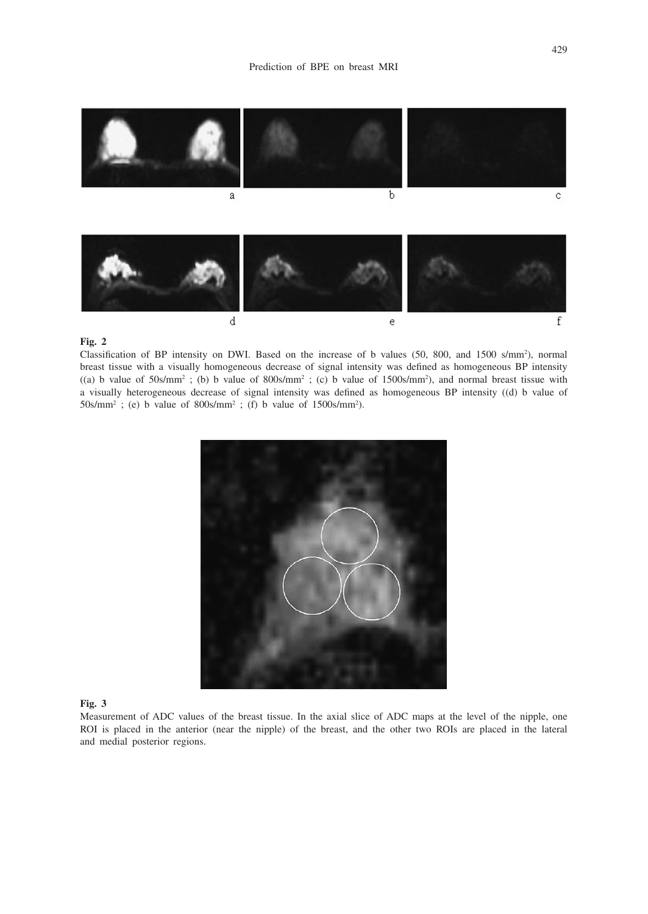**Fig. 2**

Classification of BP intensity on DWI. Based on the increase of b values (50, 800, and 1500 s/mm$^2$), normal breast tissue with a visually homogeneous decrease of signal intensity was defined as homogeneous BP intensity ((a) b value of 50s/mm$^2$ ; (b) b value of 800s/mm$^2$ ; (c) b value of 1500s/mm$^2$), and normal breast tissue with a visually heterogeneous decrease of signal intensity was defined as homogeneous BP intensity ((d) b value of 50s/mm$^2$ ; (e) b value of 800s/mm$^2$ ; (f) b value of 1500s/mm$^2$).

**Fig. 3**

Measurement of ADC values of the breast tissue. In the axial slice of ADC maps at the level of the nipple, one ROI is placed in the anterior (near the nipple) of the breast, and the other two ROIs are placed in the lateral and medial posterior regions.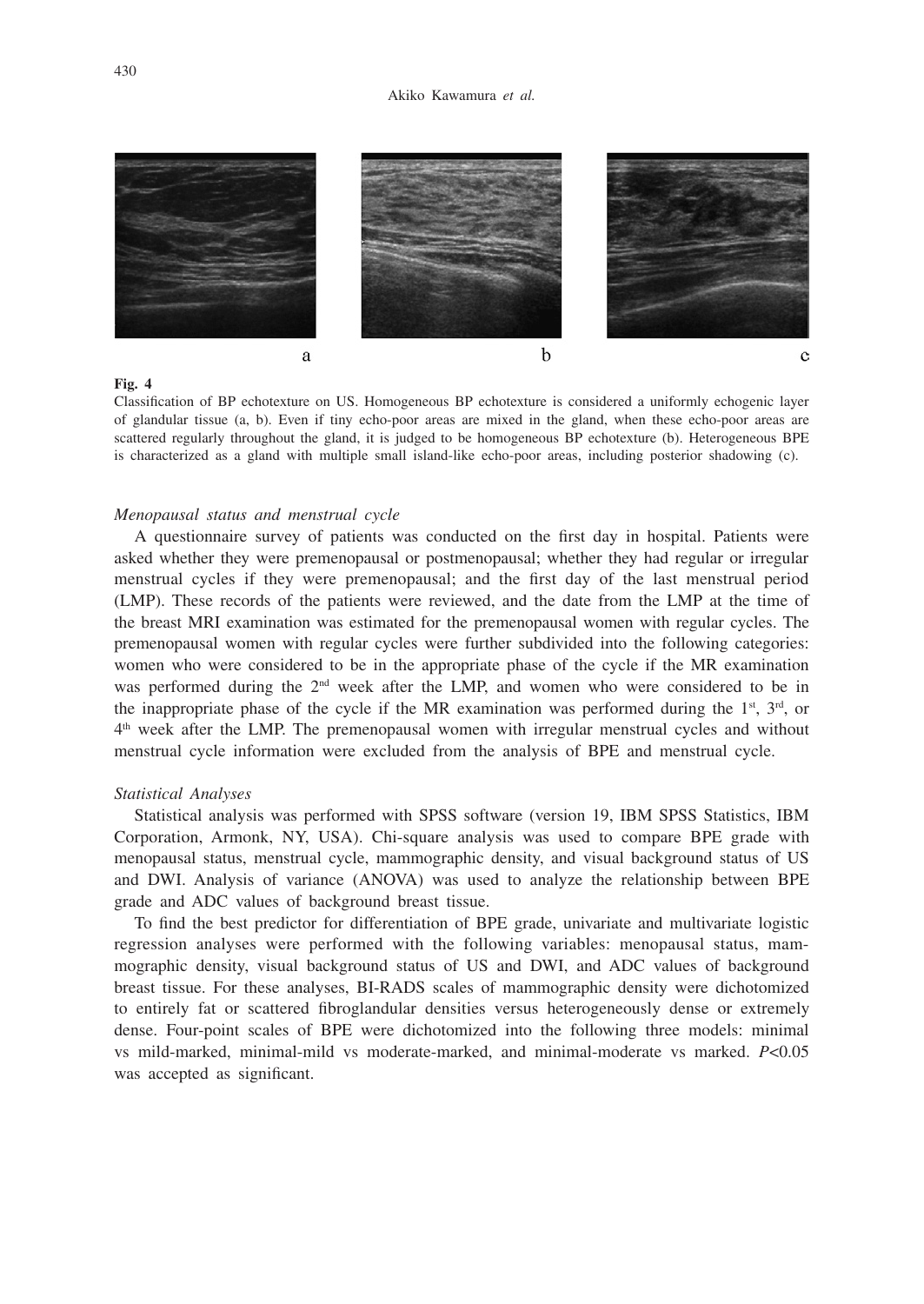**Fig. 4**

Classification of BP echotexture on US. Homogeneous BP echotexture is considered a uniformly echogenic layer of glandular tissue (a, b). Even if tiny echo-poor areas are mixed in the gland, when these echo-poor areas are scattered regularly throughout the gland, it is judged to be homogeneous BP echotexture (b). Heterogeneous BPE is characterized as a gland with multiple small island-like echo-poor areas, including posterior shadowing (c).

*Menopausal status and menstrual cycle*

A questionnaire survey of patients was conducted on the first day in hospital. Patients were asked whether they were premenopausal or postmenopausal; whether they had regular or irregular menstrual cycles if they were premenopausal; and the first day of the last menstrual period (LMP). These records of the patients were reviewed, and the date from the LMP at the time of the breast MRI examination was estimated for the premenopausal women with regular cycles. The premenopausal women with regular cycles were further subdivided into the following categories: women who were considered to be in the appropriate phase of the cycle if the MR examination was performed during the 2nd week after the LMP, and women who were considered to be in the inappropriate phase of the cycle if the MR examination was performed during the 1st, 3rd, or 4th week after the LMP. The premenopausal women with irregular menstrual cycles and without menstrual cycle information were excluded from the analysis of BPE and menstrual cycle.

*Statistical Analyses*

Statistical analysis was performed with SPSS software (version 19, IBM SPSS Statistics, IBM Corporation, Armonk, NY, USA). Chi-square analysis was used to compare BPE grade with menopausal status, menstrual cycle, mammographic density, and visual background status of US and DWI. Analysis of variance (ANOVA) was used to analyze the relationship between BPE grade and ADC values of background breast tissue.

To find the best predictor for differentiation of BPE grade, univariate and multivariate logistic regression analyses were performed with the following variables: menopausal status, mammographic density, visual background status of US and DWI, and ADC values of background breast tissue. For these analyses, BI-RADS scales of mammographic density were dichotomized to entirely fat or scattered fibroglandular densities versus heterogeneously dense or extremely dense. Four-point scales of BPE were dichotomized into the following three models: minimal vs mild-marked, minimal-mild vs moderate-marked, and minimal-moderate vs marked. $P<0.05$ was accepted as significant.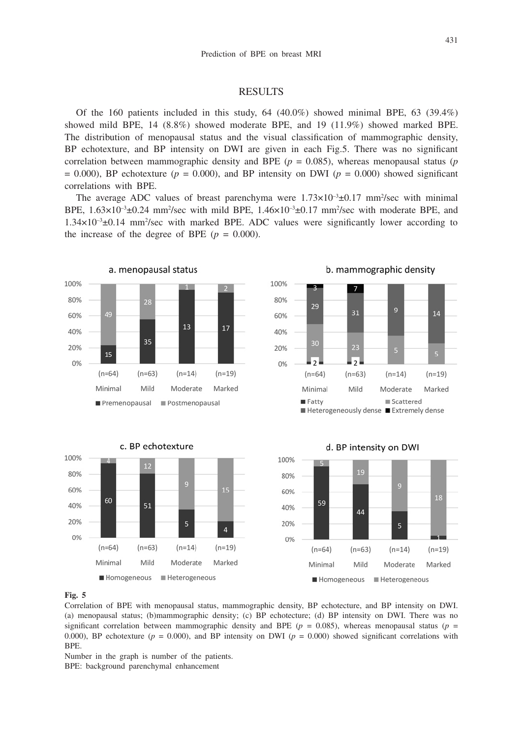## RESULTS

Of the 160 patients included in this study, 64 (40.0%) showed minimal BPE, 63 (39.4%) showed mild BPE, 14 (8.8%) showed moderate BPE, and 19 (11.9%) showed marked BPE. The distribution of menopausal status and the visual classification of mammographic density, BP echotexture, and BP intensity on DWI are given in each Fig.5. There was no significant correlation between mammographic density and BPE ($p$ = 0.085), whereas menopausal status ($p$ = 0.000), BP echotexture ($p$ = 0.000), and BP intensity on DWI ($p$ = 0.000) showed significant correlations with BPE.

The average ADC values of breast parenchyma were $1.73 \times 10^{-3} \pm 0.17$ mm$^2$/sec with minimal BPE, $1.63 \times 10^{-3} \pm 0.24$ mm$^2$/sec with mild BPE, $1.46 \times 10^{-3} \pm 0.17$ mm$^2$/sec with moderate BPE, and $1.34 \times 10^{-3} \pm 0.14$ mm$^2$/sec with marked BPE. ADC values were significantly lower according to the increase of the degree of BPE ($p$ = 0.000).

**Fig. 5**
Correlation of BPE with menopausal status, mammographic density, BP echotecture, and BP intensity on DWI. (a) menopausal status; (b)mammographic density; (c) BP echotecture; (d) BP intensity on DWI. There was no significant correlation between mammographic density and BPE ($p$ = 0.085), whereas menopausal status ($p$ = 0.000), BP echotexture ($p$ = 0.000), and BP intensity on DWI ($p$ = 0.000) showed significant correlations with BPE.
Number in the graph is number of the patients.
BPE: background parenchymal enhancement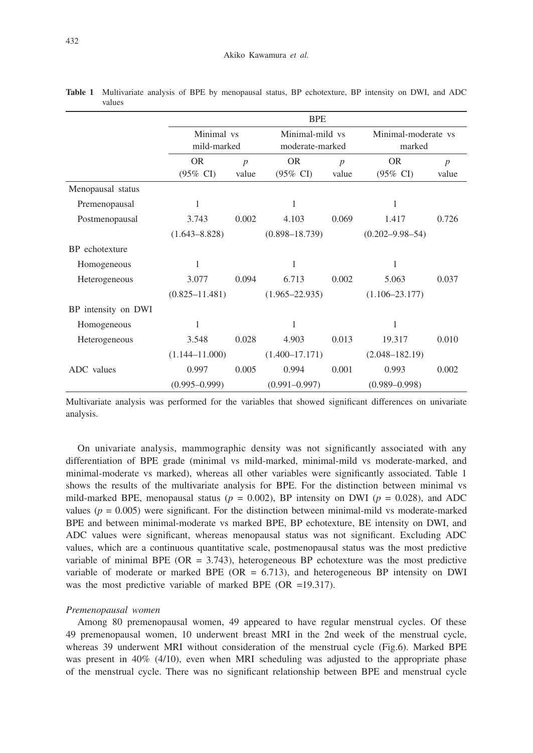**Table 1** Multivariate analysis of BPE by menopausal status, BP echotexture, BP intensity on DWI, and ADC values

| | BPE | | | | | |
|---|---|---|---|---|---|---|
| | Minimal vs mild-marked | | Minimal-mild vs moderate-marked | | Minimal-moderate vs marked | |
| | OR (95% CI) | $p$ value | OR (95% CI) | $p$ value | OR (95% CI) | $p$ value |
| Menopausal status | | | | | | |
| Premenopausal | 1 | | 1 | | 1 | |
| Postmenopausal | 3.743 (1.643–8.828) | 0.002 | 4.103 (0.898–18.739) | 0.069 | 1.417 (0.202–9.98–54) | 0.726 |
| BP echotexture | | | | | | |
| Homogeneous | 1 | | 1 | | 1 | |
| Heterogeneous | 3.077 (0.825–11.481) | 0.094 | 6.713 (1.965–22.935) | 0.002 | 5.063 (1.106–23.177) | 0.037 |
| BP intensity on DWI | | | | | | |
| Homogeneous | 1 | | 1 | | 1 | |
| Heterogeneous | 3.548 (1.144–11.000) | 0.028 | 4.903 (1.400–17.171) | 0.013 | 19.317 (2.048–182.19) | 0.010 |
| ADC values | 0.997 (0.995–0.999) | 0.005 | 0.994 (0.991–0.997) | 0.001 | 0.993 (0.989–0.998) | 0.002 |

Multivariate analysis was performed for the variables that showed significant differences on univariate analysis.

On univariate analysis, mammographic density was not significantly associated with any differentiation of BPE grade (minimal vs mild-marked, minimal-mild vs moderate-marked, and minimal-moderate vs marked), whereas all other variables were significantly associated. Table 1 shows the results of the multivariate analysis for BPE. For the distinction between minimal vs mild-marked BPE, menopausal status ($p$ = 0.002), BP intensity on DWI ($p$ = 0.028), and ADC values ($p$ = 0.005) were significant. For the distinction between minimal-mild vs moderate-marked BPE and between minimal-moderate vs marked BPE, BP echotexture, BE intensity on DWI, and ADC values were significant, whereas menopausal status was not significant. Excluding ADC values, which are a continuous quantitative scale, postmenopausal status was the most predictive variable of minimal BPE (OR = 3.743), heterogeneous BP echotexture was the most predictive variable of moderate or marked BPE (OR = 6.713), and heterogeneous BP intensity on DWI was the most predictive variable of marked BPE (OR =19.317).

*Premenopausal women*

Among 80 premenopausal women, 49 appeared to have regular menstrual cycles. Of these 49 premenopausal women, 10 underwent breast MRI in the 2nd week of the menstrual cycle, whereas 39 underwent MRI without consideration of the menstrual cycle (Fig.6). Marked BPE was present in 40% (4/10), even when MRI scheduling was adjusted to the appropriate phase of the menstrual cycle. There was no significant relationship between BPE and menstrual cycle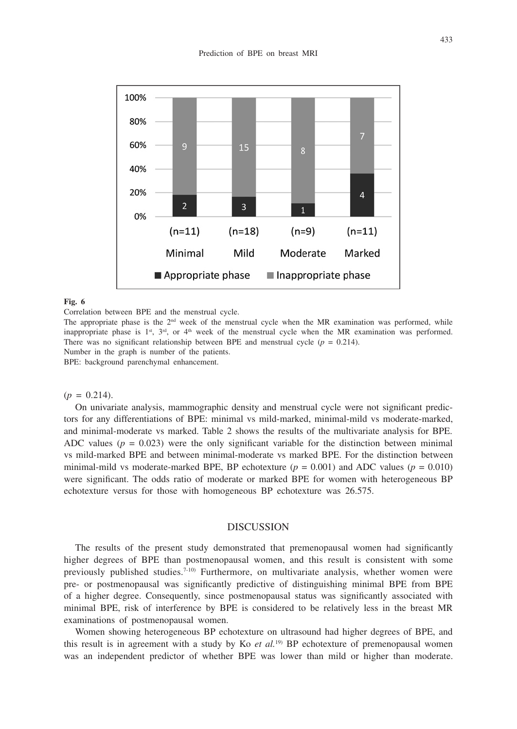**Fig. 6**

Correlation between BPE and the menstrual cycle.

The appropriate phase is the 2nd week of the menstrual cycle when the MR examination was performed, while inappropriate phase is 1st, 3rd, or 4th week of the menstrual cycle when the MR examination was performed. There was no significant relationship between BPE and menstrual cycle ($p$ = 0.214).

Number in the graph is number of the patients.

BPE: background parenchymal enhancement.

($p$ = 0.214).

On univariate analysis, mammographic density and menstrual cycle were not significant predictors for any differentiations of BPE: minimal vs mild-marked, minimal-mild vs moderate-marked, and minimal-moderate vs marked. Table 2 shows the results of the multivariate analysis for BPE. ADC values ($p$ = 0.023) were the only significant variable for the distinction between minimal vs mild-marked BPE and between minimal-moderate vs marked BPE. For the distinction between minimal-mild vs moderate-marked BPE, BP echotexture ($p$ = 0.001) and ADC values ($p$ = 0.010) were significant. The odds ratio of moderate or marked BPE for women with heterogeneous BP echotexture versus for those with homogeneous BP echotexture was 26.575.

## DISCUSSION

The results of the present study demonstrated that premenopausal women had significantly higher degrees of BPE than postmenopausal women, and this result is consistent with some previously published studies.[7-10] Furthermore, on multivariate analysis, whether women were pre- or postmenopausal was significantly predictive of distinguishing minimal BPE from BPE of a higher degree. Consequently, since postmenopausal status was significantly associated with minimal BPE, risk of interference by BPE is considered to be relatively less in the breast MR examinations of postmenopausal women.

Women showing heterogeneous BP echotexture on ultrasound had higher degrees of BPE, and this result is in agreement with a study by Ko *et al.*[19] BP echotexture of premenopausal women was an independent predictor of whether BPE was lower than mild or higher than moderate.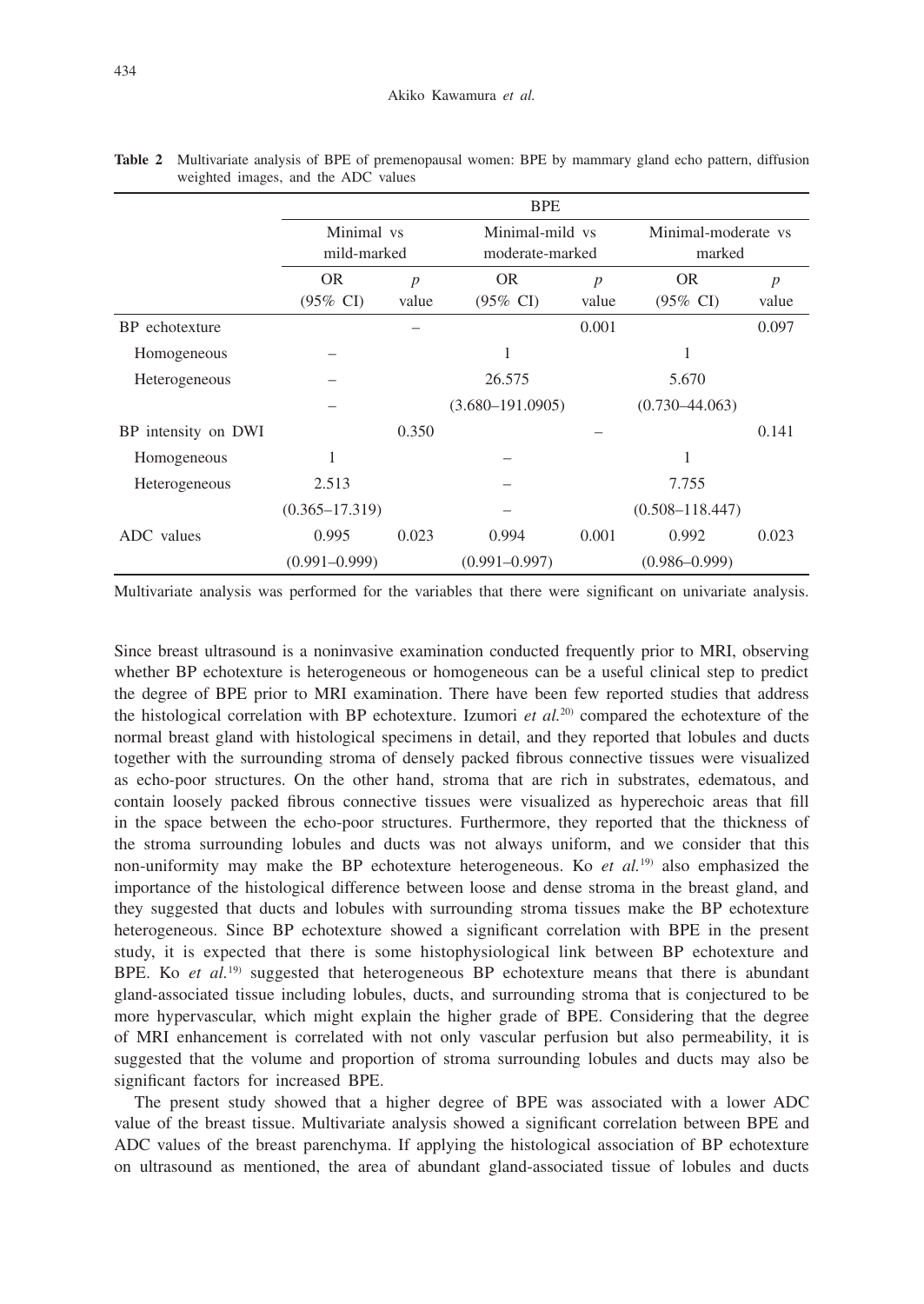**Table 2** Multivariate analysis of BPE of premenopausal women: BPE by mammary gland echo pattern, diffusion weighted images, and the ADC values

| | BPE | | | | | |
|---|---|---|---|---|---|---|
| | Minimal vs mild-marked | | Minimal-mild vs moderate-marked | | Minimal-moderate vs marked | |
| | OR (95% CI) | *p* value | OR (95% CI) | *p* value | OR (95% CI) | *p* value |
| BP echotexture | | – | | 0.001 | | 0.097 |
| Homogeneous | – | | 1 | | 1 | |
| Heterogeneous | – | | 26.575 | | 5.670 | |
| | – | | (3.680–191.0905) | | (0.730–44.063) | |
| BP intensity on DWI | | 0.350 | | – | | 0.141 |
| Homogeneous | 1 | | – | | 1 | |
| Heterogeneous | 2.513 | | – | | 7.755 | |
| | (0.365–17.319) | | – | | (0.508–118.447) | |
| ADC values | 0.995 | 0.023 | 0.994 | 0.001 | 0.992 | 0.023 |
| | (0.991–0.999) | | (0.991–0.997) | | (0.986–0.999) | |

Multivariate analysis was performed for the variables that there were significant on univariate analysis.

Since breast ultrasound is a noninvasive examination conducted frequently prior to MRI, observing whether BP echotexture is heterogeneous or homogeneous can be a useful clinical step to predict the degree of BPE prior to MRI examination. There have been few reported studies that address the histological correlation with BP echotexture. Izumori *et al.*[20] compared the echotexture of the normal breast gland with histological specimens in detail, and they reported that lobules and ducts together with the surrounding stroma of densely packed fibrous connective tissues were visualized as echo-poor structures. On the other hand, stroma that are rich in substrates, edematous, and contain loosely packed fibrous connective tissues were visualized as hyperechoic areas that fill in the space between the echo-poor structures. Furthermore, they reported that the thickness of the stroma surrounding lobules and ducts was not always uniform, and we consider that this non-uniformity may make the BP echotexture heterogeneous. Ko *et al.*[19] also emphasized the importance of the histological difference between loose and dense stroma in the breast gland, and they suggested that ducts and lobules with surrounding stroma tissues make the BP echotexture heterogeneous. Since BP echotexture showed a significant correlation with BPE in the present study, it is expected that there is some histophysiological link between BP echotexture and BPE. Ko *et al.*[19] suggested that heterogeneous BP echotexture means that there is abundant gland-associated tissue including lobules, ducts, and surrounding stroma that is conjectured to be more hypervascular, which might explain the higher grade of BPE. Considering that the degree of MRI enhancement is correlated with not only vascular perfusion but also permeability, it is suggested that the volume and proportion of stroma surrounding lobules and ducts may also be significant factors for increased BPE.

The present study showed that a higher degree of BPE was associated with a lower ADC value of the breast tissue. Multivariate analysis showed a significant correlation between BPE and ADC values of the breast parenchyma. If applying the histological association of BP echotexture on ultrasound as mentioned, the area of abundant gland-associated tissue of lobules and ducts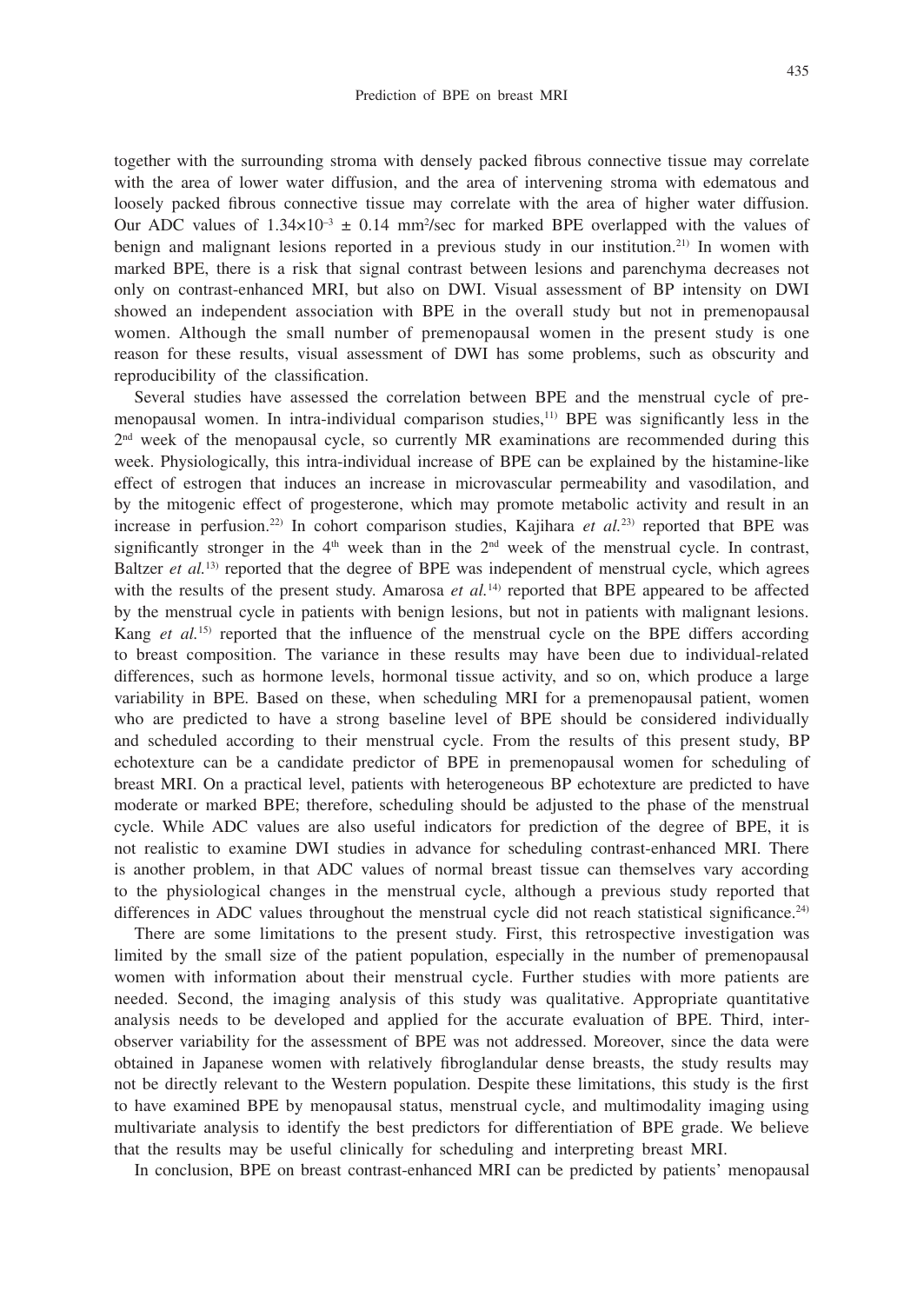together with the surrounding stroma with densely packed fibrous connective tissue may correlate with the area of lower water diffusion, and the area of intervening stroma with edematous and loosely packed fibrous connective tissue may correlate with the area of higher water diffusion. Our ADC values of $1.34\times10^{-3} \pm 0.14$ $mm^2$/sec for marked BPE overlapped with the values of benign and malignant lesions reported in a previous study in our institution.[21] In women with marked BPE, there is a risk that signal contrast between lesions and parenchyma decreases not only on contrast-enhanced MRI, but also on DWI. Visual assessment of BP intensity on DWI showed an independent association with BPE in the overall study but not in premenopausal women. Although the small number of premenopausal women in the present study is one reason for these results, visual assessment of DWI has some problems, such as obscurity and reproducibility of the classification.

Several studies have assessed the correlation between BPE and the menstrual cycle of premenopausal women. In intra-individual comparison studies,[11] BPE was significantly less in the 2nd week of the menopausal cycle, so currently MR examinations are recommended during this week. Physiologically, this intra-individual increase of BPE can be explained by the histamine-like effect of estrogen that induces an increase in microvascular permeability and vasodilation, and by the mitogenic effect of progesterone, which may promote metabolic activity and result in an increase in perfusion.[22] In cohort comparison studies, Kajihara *et al.*[23] reported that BPE was significantly stronger in the 4th week than in the 2nd week of the menstrual cycle. In contrast, Baltzer *et al.*[13] reported that the degree of BPE was independent of menstrual cycle, which agrees with the results of the present study. Amarosa *et al.*[14] reported that BPE appeared to be affected by the menstrual cycle in patients with benign lesions, but not in patients with malignant lesions. Kang *et al.*[15] reported that the influence of the menstrual cycle on the BPE differs according to breast composition. The variance in these results may have been due to individual-related differences, such as hormone levels, hormonal tissue activity, and so on, which produce a large variability in BPE. Based on these, when scheduling MRI for a premenopausal patient, women who are predicted to have a strong baseline level of BPE should be considered individually and scheduled according to their menstrual cycle. From the results of this present study, BP echotexture can be a candidate predictor of BPE in premenopausal women for scheduling of breast MRI. On a practical level, patients with heterogeneous BP echotexture are predicted to have moderate or marked BPE; therefore, scheduling should be adjusted to the phase of the menstrual cycle. While ADC values are also useful indicators for prediction of the degree of BPE, it is not realistic to examine DWI studies in advance for scheduling contrast-enhanced MRI. There is another problem, in that ADC values of normal breast tissue can themselves vary according to the physiological changes in the menstrual cycle, although a previous study reported that differences in ADC values throughout the menstrual cycle did not reach statistical significance.[24]

There are some limitations to the present study. First, this retrospective investigation was limited by the small size of the patient population, especially in the number of premenopausal women with information about their menstrual cycle. Further studies with more patients are needed. Second, the imaging analysis of this study was qualitative. Appropriate quantitative analysis needs to be developed and applied for the accurate evaluation of BPE. Third, inter-observer variability for the assessment of BPE was not addressed. Moreover, since the data were obtained in Japanese women with relatively fibroglandular dense breasts, the study results may not be directly relevant to the Western population. Despite these limitations, this study is the first to have examined BPE by menopausal status, menstrual cycle, and multimodality imaging using multivariate analysis to identify the best predictors for differentiation of BPE grade. We believe that the results may be useful clinically for scheduling and interpreting breast MRI.

In conclusion, BPE on breast contrast-enhanced MRI can be predicted by patients' menopausal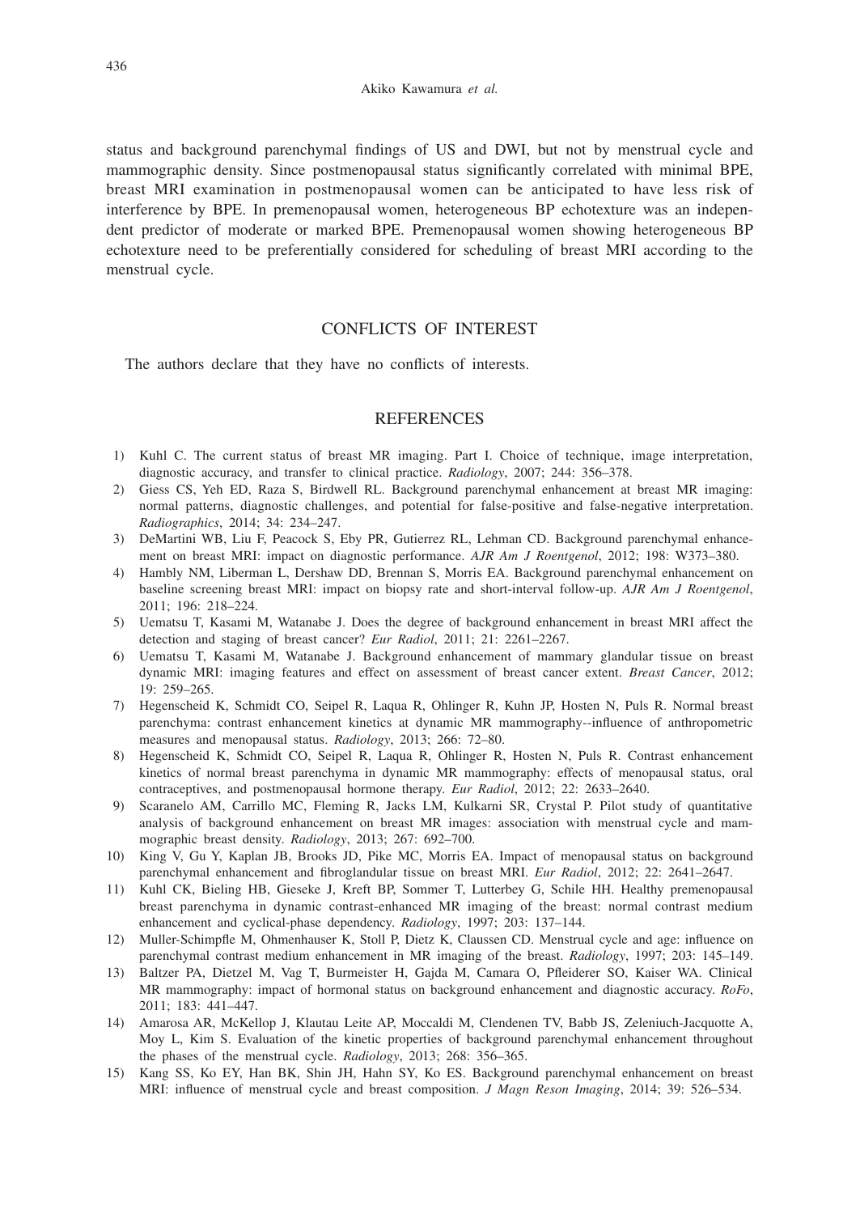status and background parenchymal findings of US and DWI, but not by menstrual cycle and mammographic density. Since postmenopausal status significantly correlated with minimal BPE, breast MRI examination in postmenopausal women can be anticipated to have less risk of interference by BPE. In premenopausal women, heterogeneous BP echotexture was an independent predictor of moderate or marked BPE. Premenopausal women showing heterogeneous BP echotexture need to be preferentially considered for scheduling of breast MRI according to the menstrual cycle.

## CONFLICTS OF INTEREST

The authors declare that they have no conflicts of interests.

## REFERENCES

1) Kuhl C. The current status of breast MR imaging. Part I. Choice of technique, image interpretation, diagnostic accuracy, and transfer to clinical practice. *Radiology*, 2007; 244: 356–378.
2) Giess CS, Yeh ED, Raza S, Birdwell RL. Background parenchymal enhancement at breast MR imaging: normal patterns, diagnostic challenges, and potential for false-positive and false-negative interpretation. *Radiographics*, 2014; 34: 234–247.
3) DeMartini WB, Liu F, Peacock S, Eby PR, Gutierrez RL, Lehman CD. Background parenchymal enhancement on breast MRI: impact on diagnostic performance. *AJR Am J Roentgenol*, 2012; 198: W373–380.
4) Hambly NM, Liberman L, Dershaw DD, Brennan S, Morris EA. Background parenchymal enhancement on baseline screening breast MRI: impact on biopsy rate and short-interval follow-up. *AJR Am J Roentgenol*, 2011; 196: 218–224.
5) Uematsu T, Kasami M, Watanabe J. Does the degree of background enhancement in breast MRI affect the detection and staging of breast cancer? *Eur Radiol*, 2011; 21: 2261–2267.
6) Uematsu T, Kasami M, Watanabe J. Background enhancement of mammary glandular tissue on breast dynamic MRI: imaging features and effect on assessment of breast cancer extent. *Breast Cancer*, 2012; 19: 259–265.
7) Hegenscheid K, Schmidt CO, Seipel R, Laqua R, Ohlinger R, Kuhn JP, Hosten N, Puls R. Normal breast parenchyma: contrast enhancement kinetics at dynamic MR mammography--influence of anthropometric measures and menopausal status. *Radiology*, 2013; 266: 72–80.
8) Hegenscheid K, Schmidt CO, Seipel R, Laqua R, Ohlinger R, Hosten N, Puls R. Contrast enhancement kinetics of normal breast parenchyma in dynamic MR mammography: effects of menopausal status, oral contraceptives, and postmenopausal hormone therapy. *Eur Radiol*, 2012; 22: 2633–2640.
9) Scaranelo AM, Carrillo MC, Fleming R, Jacks LM, Kulkarni SR, Crystal P. Pilot study of quantitative analysis of background enhancement on breast MR images: association with menstrual cycle and mammographic breast density. *Radiology*, 2013; 267: 692–700.
10) King V, Gu Y, Kaplan JB, Brooks JD, Pike MC, Morris EA. Impact of menopausal status on background parenchymal enhancement and fibroglandular tissue on breast MRI. *Eur Radiol*, 2012; 22: 2641–2647.
11) Kuhl CK, Bieling HB, Gieseke J, Kreft BP, Sommer T, Lutterbey G, Schile HH. Healthy premenopausal breast parenchyma in dynamic contrast-enhanced MR imaging of the breast: normal contrast medium enhancement and cyclical-phase dependency. *Radiology*, 1997; 203: 137–144.
12) Muller-Schimpfle M, Ohmenhauser K, Stoll P, Dietz K, Claussen CD. Menstrual cycle and age: influence on parenchymal contrast medium enhancement in MR imaging of the breast. *Radiology*, 1997; 203: 145–149.
13) Baltzer PA, Dietzel M, Vag T, Burmeister H, Gajda M, Camara O, Pfleiderer SO, Kaiser WA. Clinical MR mammography: impact of hormonal status on background enhancement and diagnostic accuracy. *RoFo*, 2011; 183: 441–447.
14) Amarosa AR, McKellop J, Klautau Leite AP, Moccaldi M, Clendenen TV, Babb JS, Zeleniuch-Jacquotte A, Moy L, Kim S. Evaluation of the kinetic properties of background parenchymal enhancement throughout the phases of the menstrual cycle. *Radiology*, 2013; 268: 356–365.
15) Kang SS, Ko EY, Han BK, Shin JH, Hahn SY, Ko ES. Background parenchymal enhancement on breast MRI: influence of menstrual cycle and breast composition. *J Magn Reson Imaging*, 2014; 39: 526–534.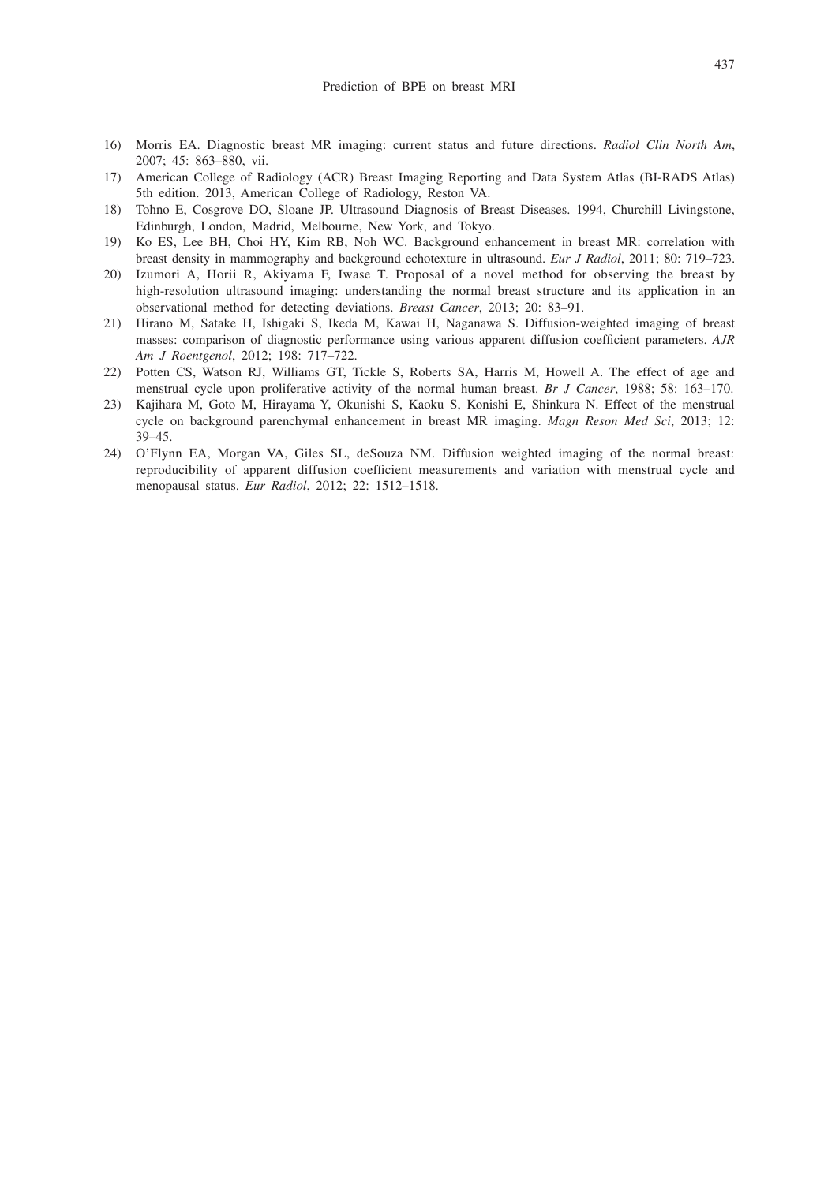16) Morris EA. Diagnostic breast MR imaging: current status and future directions. *Radiol Clin North Am*, 2007; 45: 863–880, vii.
17) American College of Radiology (ACR) Breast Imaging Reporting and Data System Atlas (BI-RADS Atlas) 5th edition. 2013, American College of Radiology, Reston VA.
18) Tohno E, Cosgrove DO, Sloane JP. Ultrasound Diagnosis of Breast Diseases. 1994, Churchill Livingstone, Edinburgh, London, Madrid, Melbourne, New York, and Tokyo.
19) Ko ES, Lee BH, Choi HY, Kim RB, Noh WC. Background enhancement in breast MR: correlation with breast density in mammography and background echotexture in ultrasound. *Eur J Radiol*, 2011; 80: 719–723.
20) Izumori A, Horii R, Akiyama F, Iwase T. Proposal of a novel method for observing the breast by high-resolution ultrasound imaging: understanding the normal breast structure and its application in an observational method for detecting deviations. *Breast Cancer*, 2013; 20: 83–91.
21) Hirano M, Satake H, Ishigaki S, Ikeda M, Kawai H, Naganawa S. Diffusion-weighted imaging of breast masses: comparison of diagnostic performance using various apparent diffusion coefficient parameters. *AJR Am J Roentgenol*, 2012; 198: 717–722.
22) Potten CS, Watson RJ, Williams GT, Tickle S, Roberts SA, Harris M, Howell A. The effect of age and menstrual cycle upon proliferative activity of the normal human breast. *Br J Cancer*, 1988; 58: 163–170.
23) Kajihara M, Goto M, Hirayama Y, Okunishi S, Kaoku S, Konishi E, Shinkura N. Effect of the menstrual cycle on background parenchymal enhancement in breast MR imaging. *Magn Reson Med Sci*, 2013; 12: 39–45.
24) O'Flynn EA, Morgan VA, Giles SL, deSouza NM. Diffusion weighted imaging of the normal breast: reproducibility of apparent diffusion coefficient measurements and variation with menstrual cycle and menopausal status. *Eur Radiol*, 2012; 22: 1512–1518.